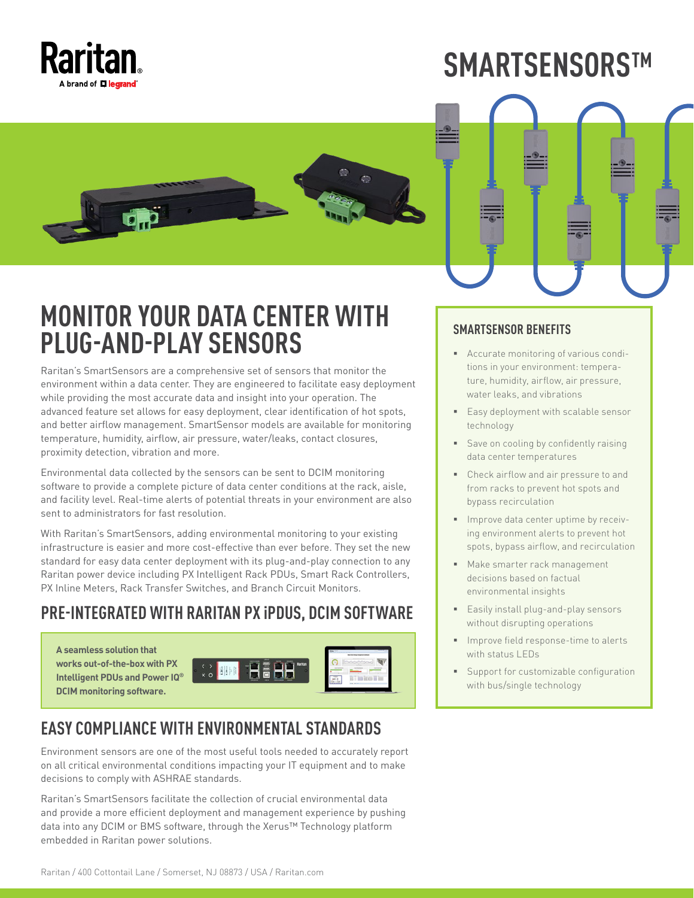Raritan

A brand of legrand

# SMARTSENSORS™

## MONITOR YOUR DATA CENTER WITH PLUG-AND-PLAY SENSORS

Raritan's SmartSensors are a comprehensive set of sensors that monitor the environment within a data center. They are engineered to facilitate easy deployment while providing the most accurate data and insight into your operation. The advanced feature set allows for easy deployment, clear identification of hot spots, and better airflow management. SmartSensor models are available for monitoring temperature, humidity, airflow, air pressure, water/leaks, contact closures, proximity detection, vibration and more.

Environmental data collected by the sensors can be sent to DCIM monitoring software to provide a complete picture of data center conditions at the rack, aisle, and facility level. Real-time alerts of potential threats in your environment are also sent to administrators for fast resolution.

With Raritan's SmartSensors, adding environmental monitoring to your existing infrastructure is easier and more cost-effective than ever before. They set the new standard for easy data center deployment with its plug-and-play connection to any Raritan power device including PX Intelligent Rack PDUs, Smart Rack Controllers, PX Inline Meters, Rack Transfer Switches, and Branch Circuit Monitors.

## PRE-INTEGRATED WITH RARITAN PX iPDUS, DCIM SOFTWARE

**A seamless solution that works out-of-the-box with PX Intelligent PDUs and Power IQ® DCIM monitoring software.**

## EASY COMPLIANCE WITH ENVIRONMENTAL STANDARDS

Environment sensors are one of the most useful tools needed to accurately report on all critical environmental conditions impacting your IT equipment and to make decisions to comply with ASHRAE standards.

Raritan's SmartSensors facilitate the collection of crucial environmental data and provide a more efficient deployment and management experience by pushing data into any DCIM or BMS software, through the Xerus™ Technology platform embedded in Raritan power solutions.

### SMARTSENSOR BENEFITS

- Accurate monitoring of various conditions in your environment: temperature, humidity, airflow, air pressure, water leaks, and vibrations
- Easy deployment with scalable sensor technology
- Save on cooling by confidently raising data center temperatures
- Check airflow and air pressure to and from racks to prevent hot spots and bypass recirculation
- Improve data center uptime by receiving environment alerts to prevent hot spots, bypass airflow, and recirculation
- Make smarter rack management decisions based on factual environmental insights
- Easily install plug-and-play sensors without disrupting operations
- Improve field response-time to alerts with status LEDs
- Support for customizable configuration with bus/single technology

Raritan / 400 Cottontail Lane / Somerset, NJ 08873 / USA / Raritan.com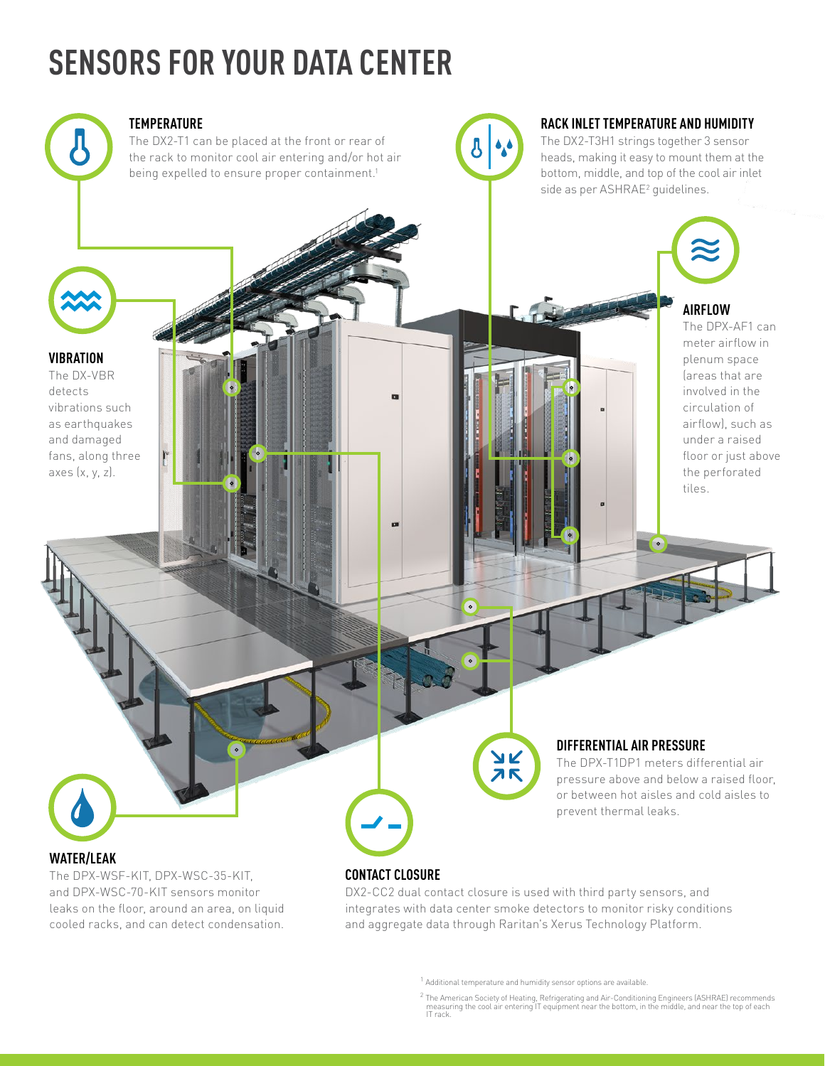# SENSORS FOR YOUR DATA CENTER

## TEMPERATURE

The DX2-T1 can be placed at the front or rear of the rack to monitor cool air entering and/or hot air being expelled to ensure proper containment.[1]

## RACK INLET TEMPERATURE AND HUMIDITY

The DX2-T3H1 strings together 3 sensor heads, making it easy to mount them at the bottom, middle, and top of the cool air inlet side as per ASHRAE[2] guidelines.

## VIBRATION

The DX-VBR detects vibrations such as earthquakes and damaged fans, along three axes (x, y, z).

## AIRFLOW

The DPX-AF1 can meter airflow in plenum space (areas that are involved in the circulation of airflow), such as under a raised floor or just above the perforated tiles.

## DIFFERENTIAL AIR PRESSURE

The DPX-T1DP1 meters differential air pressure above and below a raised floor, or between hot aisles and cold aisles to prevent thermal leaks.

## WATER/LEAK

The DPX-WSF-KIT, DPX-WSC-35-KIT, and DPX-WSC-70-KIT sensors monitor leaks on the floor, around an area, on liquid cooled racks, and can detect condensation.

## CONTACT CLOSURE

DX2-CC2 dual contact closure is used with third party sensors, and integrates with data center smoke detectors to monitor risky conditions and aggregate data through Raritan's Xerus Technology Platform.

[1] Additional temperature and humidity sensor options are available.

[2] The American Society of Heating, Refrigerating and Air-Conditioning Engineers (ASHRAE) recommends measuring the cool air entering IT equipment near the bottom, in the middle, and near the top of each IT rack.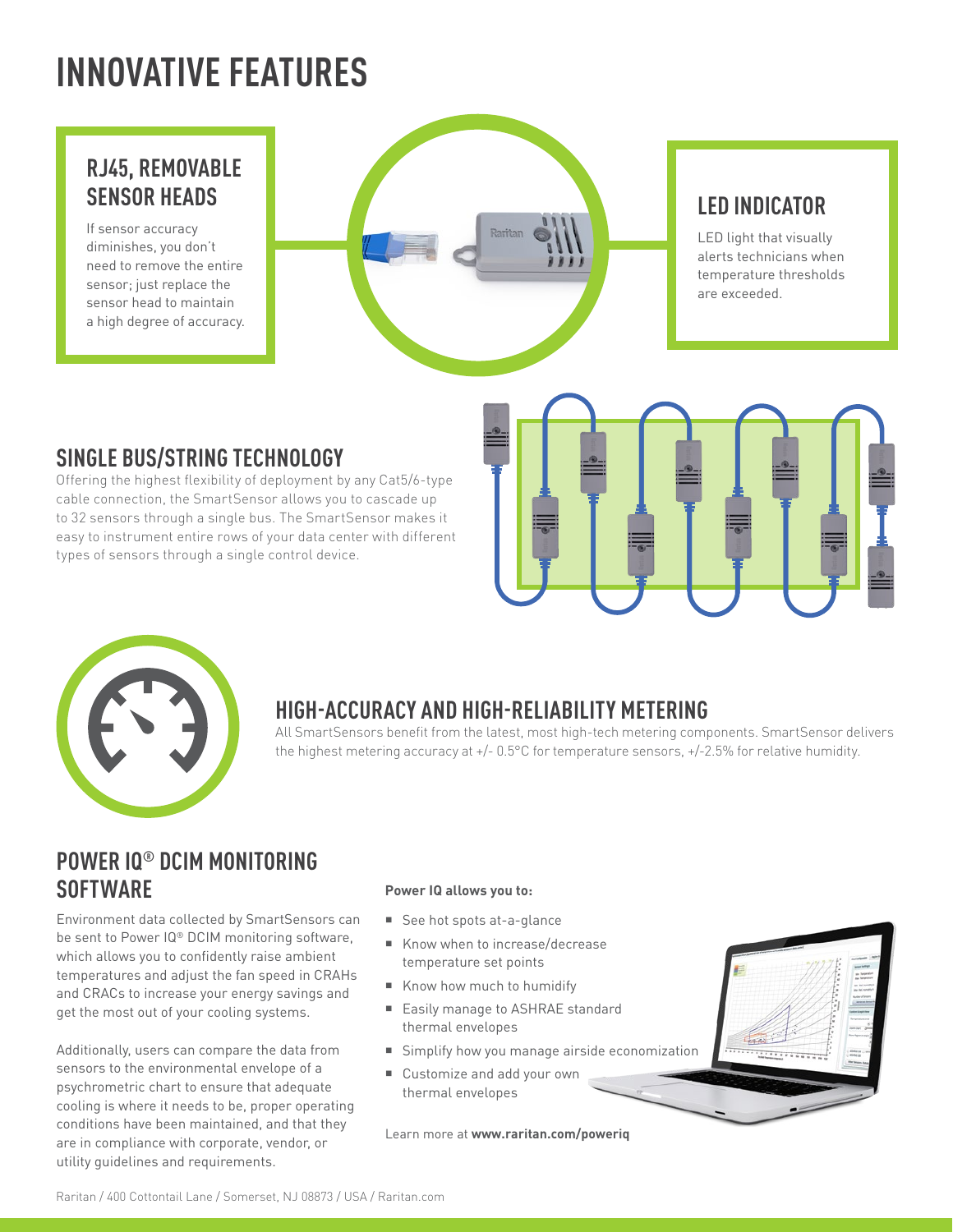# INNOVATIVE FEATURES

## RJ45, REMOVABLE SENSOR HEADS

If sensor accuracy diminishes, you don't need to remove the entire sensor; just replace the sensor head to maintain a high degree of accuracy.

## LED INDICATOR

LED light that visually alerts technicians when temperature thresholds are exceeded.

## SINGLE BUS/STRING TECHNOLOGY

Offering the highest flexibility of deployment by any Cat5/6-type cable connection, the SmartSensor allows you to cascade up to 32 sensors through a single bus. The SmartSensor makes it easy to instrument entire rows of your data center with different types of sensors through a single control device.

## HIGH-ACCURACY AND HIGH-RELIABILITY METERING

All SmartSensors benefit from the latest, most high-tech metering components. SmartSensor delivers the highest metering accuracy at +/- 0.5°C for temperature sensors, +/-2.5% for relative humidity.

## POWER IQ® DCIM MONITORING SOFTWARE

Environment data collected by SmartSensors can be sent to Power IQ® DCIM monitoring software, which allows you to confidently raise ambient temperatures and adjust the fan speed in CRAHs and CRACs to increase your energy savings and get the most out of your cooling systems.

Additionally, users can compare the data from sensors to the environmental envelope of a psychrometric chart to ensure that adequate cooling is where it needs to be, proper operating conditions have been maintained, and that they are in compliance with corporate, vendor, or utility guidelines and requirements.

**Power IQ allows you to:**

- See hot spots at-a-glance
- Know when to increase/decrease temperature set points
- Know how much to humidify
- Easily manage to ASHRAE standard thermal envelopes
- Simplify how you manage airside economization
- Customize and add your own thermal envelopes

Learn more at **www.raritan.com/poweriq**

Raritan / 400 Cottontail Lane / Somerset, NJ 08873 / USA / Raritan.com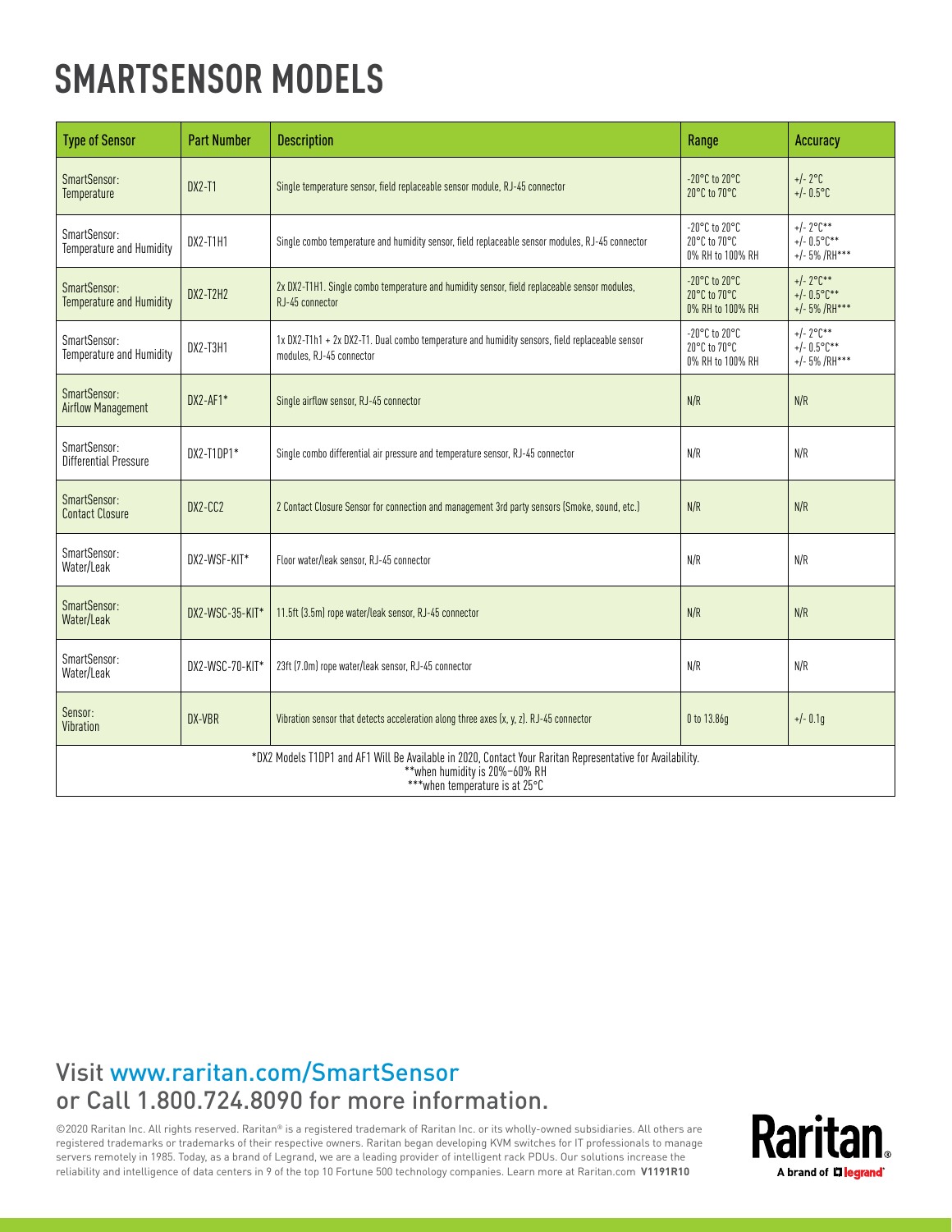# SMARTSENSOR MODELS

| Type of Sensor | Part Number | Description | Range | Accuracy |
|---|---|---|---|---|
| SmartSensor: Temperature | DX2-T1 | Single temperature sensor, field replaceable sensor module, RJ-45 connector | -20°C to 20°C<br>20°C to 70°C | +/- 2°C<br>+/- 0.5°C |
| SmartSensor: Temperature and Humidity | DX2-T1H1 | Single combo temperature and humidity sensor, field replaceable sensor modules, RJ-45 connector | -20°C to 20°C<br>20°C to 70°C<br>0% RH to 100% RH | +/- 2°C**<br>+/- 0.5°C**<br>+/- 5% /RH*** |
| SmartSensor: Temperature and Humidity | DX2-T2H2 | 2x DX2-T1H1. Single combo temperature and humidity sensor, field replaceable sensor modules, RJ-45 connector | -20°C to 20°C<br>20°C to 70°C<br>0% RH to 100% RH | +/- 2°C**<br>+/- 0.5°C**<br>+/- 5% /RH*** |
| SmartSensor: Temperature and Humidity | DX2-T3H1 | 1x DX2-T1h1 + 2x DX2-T1. Dual combo temperature and humidity sensors, field replaceable sensor modules, RJ-45 connector | -20°C to 20°C<br>20°C to 70°C<br>0% RH to 100% RH | +/- 2°C**<br>+/- 0.5°C**<br>+/- 5% /RH*** |
| SmartSensor: Airflow Management | DX2-AF1* | Single airflow sensor, RJ-45 connector | N/R | N/R |
| SmartSensor: Differential Pressure | DX2-T1DP1* | Single combo differential air pressure and temperature sensor, RJ-45 connector | N/R | N/R |
| SmartSensor: Contact Closure | DX2-CC2 | 2 Contact Closure Sensor for connection and management 3rd party sensors (Smoke, sound, etc.) | N/R | N/R |
| SmartSensor: Water/Leak | DX2-WSF-KIT* | Floor water/leak sensor, RJ-45 connector | N/R | N/R |
| SmartSensor: Water/Leak | DX2-WSC-35-KIT* | 11.5ft (3.5m) rope water/leak sensor, RJ-45 connector | N/R | N/R |
| SmartSensor: Water/Leak | DX2-WSC-70-KIT* | 23ft (7.0m) rope water/leak sensor, RJ-45 connector | N/R | N/R |
| Sensor: Vibration | DX-VBR | Vibration sensor that detects acceleration along three axes (x, y, z). RJ-45 connector | 0 to 13.86g | +/- 0.1g |

*DX2 Models T1DP1 and AF1 Will Be Available in 2020, Contact Your Raritan Representative for Availability.
**when humidity is 20%–60% RH
***when temperature is at 25°C

## Visit www.raritan.com/SmartSensor or Call 1.800.724.8090 for more information.

©2020 Raritan Inc. All rights reserved. Raritan® is a registered trademark of Raritan Inc. or its wholly-owned subsidiaries. All others are registered trademarks or trademarks of their respective owners. Raritan began developing KVM switches for IT professionals to manage servers remotely in 1985. Today, as a brand of Legrand, we are a leading provider of intelligent rack PDUs. Our solutions increase the reliability and intelligence of data centers in 9 of the top 10 Fortune 500 technology companies. Learn more at Raritan.com **V1191R10**

Raritan. A brand of legrand